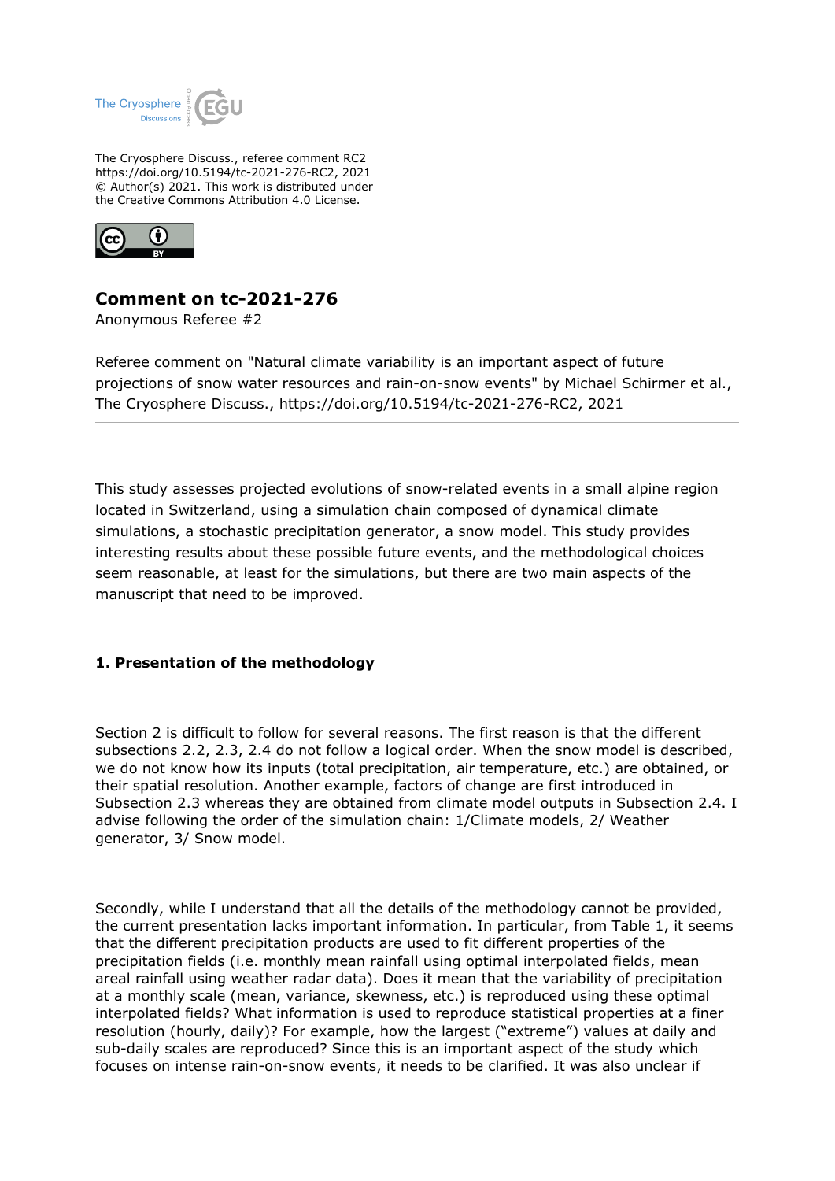The Cryosphere Discuss., referee comment RC2
https://doi.org/10.5194/tc-2021-276-RC2, 2021
© Author(s) 2021. This work is distributed under
the Creative Commons Attribution 4.0 License.

# Comment on tc-2021-276

Anonymous Referee #2

---

Referee comment on "Natural climate variability is an important aspect of future projections of snow water resources and rain-on-snow events" by Michael Schirmer et al., The Cryosphere Discuss., https://doi.org/10.5194/tc-2021-276-RC2, 2021

---

This study assesses projected evolutions of snow-related events in a small alpine region located in Switzerland, using a simulation chain composed of dynamical climate simulations, a stochastic precipitation generator, a snow model. This study provides interesting results about these possible future events, and the methodological choices seem reasonable, at least for the simulations, but there are two main aspects of the manuscript that need to be improved.

### 1. Presentation of the methodology

Section 2 is difficult to follow for several reasons. The first reason is that the different subsections 2.2, 2.3, 2.4 do not follow a logical order. When the snow model is described, we do not know how its inputs (total precipitation, air temperature, etc.) are obtained, or their spatial resolution. Another example, factors of change are first introduced in Subsection 2.3 whereas they are obtained from climate model outputs in Subsection 2.4. I advise following the order of the simulation chain: 1/Climate models, 2/ Weather generator, 3/ Snow model.

Secondly, while I understand that all the details of the methodology cannot be provided, the current presentation lacks important information. In particular, from Table 1, it seems that the different precipitation products are used to fit different properties of the precipitation fields (i.e. monthly mean rainfall using optimal interpolated fields, mean areal rainfall using weather radar data). Does it mean that the variability of precipitation at a monthly scale (mean, variance, skewness, etc.) is reproduced using these optimal interpolated fields? What information is used to reproduce statistical properties at a finer resolution (hourly, daily)? For example, how the largest ("extreme") values at daily and sub-daily scales are reproduced? Since this is an important aspect of the study which focuses on intense rain-on-snow events, it needs to be clarified. It was also unclear if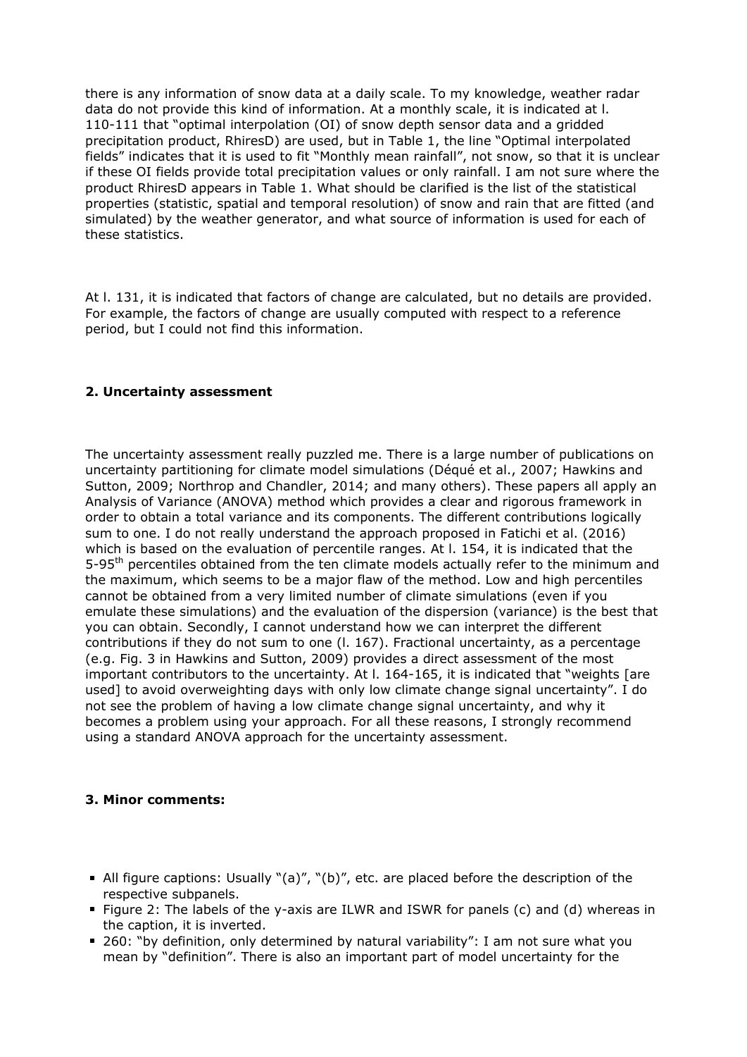there is any information of snow data at a daily scale. To my knowledge, weather radar data do not provide this kind of information. At a monthly scale, it is indicated at l. 110-111 that "optimal interpolation (OI) of snow depth sensor data and a gridded precipitation product, RhiresD) are used, but in Table 1, the line "Optimal interpolated fields" indicates that it is used to fit "Monthly mean rainfall", not snow, so that it is unclear if these OI fields provide total precipitation values or only rainfall. I am not sure where the product RhiresD appears in Table 1. What should be clarified is the list of the statistical properties (statistic, spatial and temporal resolution) of snow and rain that are fitted (and simulated) by the weather generator, and what source of information is used for each of these statistics.

At l. 131, it is indicated that factors of change are calculated, but no details are provided. For example, the factors of change are usually computed with respect to a reference period, but I could not find this information.

### 2. Uncertainty assessment

The uncertainty assessment really puzzled me. There is a large number of publications on uncertainty partitioning for climate model simulations (Déqué et al., 2007; Hawkins and Sutton, 2009; Northrop and Chandler, 2014; and many others). These papers all apply an Analysis of Variance (ANOVA) method which provides a clear and rigorous framework in order to obtain a total variance and its components. The different contributions logically sum to one. I do not really understand the approach proposed in Fatichi et al. (2016) which is based on the evaluation of percentile ranges. At l. 154, it is indicated that the 5-95$^{th}$ percentiles obtained from the ten climate models actually refer to the minimum and the maximum, which seems to be a major flaw of the method. Low and high percentiles cannot be obtained from a very limited number of climate simulations (even if you emulate these simulations) and the evaluation of the dispersion (variance) is the best that you can obtain. Secondly, I cannot understand how we can interpret the different contributions if they do not sum to one (l. 167). Fractional uncertainty, as a percentage (e.g. Fig. 3 in Hawkins and Sutton, 2009) provides a direct assessment of the most important contributors to the uncertainty. At l. 164-165, it is indicated that "weights [are used] to avoid overweighting days with only low climate change signal uncertainty". I do not see the problem of having a low climate change signal uncertainty, and why it becomes a problem using your approach. For all these reasons, I strongly recommend using a standard ANOVA approach for the uncertainty assessment.

### 3. Minor comments:

- All figure captions: Usually "(a)", "(b)", etc. are placed before the description of the respective subpanels.
- Figure 2: The labels of the y-axis are ILWR and ISWR for panels (c) and (d) whereas in the caption, it is inverted.
- 260: "by definition, only determined by natural variability": I am not sure what you mean by "definition". There is also an important part of model uncertainty for the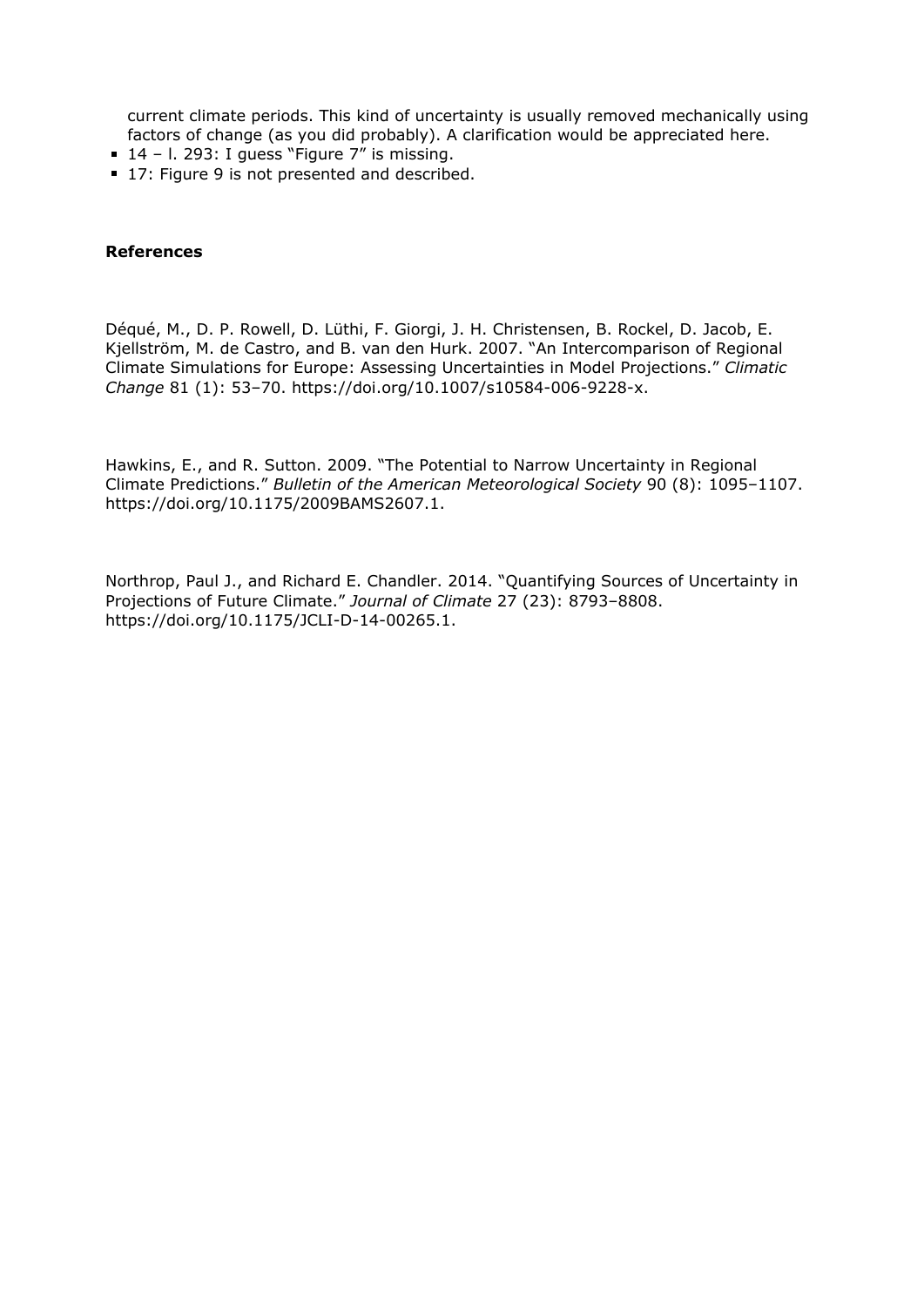current climate periods. This kind of uncertainty is usually removed mechanically using factors of change (as you did probably). A clarification would be appreciated here.

- 14 – l. 293: I guess "Figure 7" is missing.
- 17: Figure 9 is not presented and described.

**References**

Déqué, M., D. P. Rowell, D. Lüthi, F. Giorgi, J. H. Christensen, B. Rockel, D. Jacob, E. Kjellström, M. de Castro, and B. van den Hurk. 2007. "An Intercomparison of Regional Climate Simulations for Europe: Assessing Uncertainties in Model Projections." *Climatic Change* 81 (1): 53–70. https://doi.org/10.1007/s10584-006-9228-x.

Hawkins, E., and R. Sutton. 2009. "The Potential to Narrow Uncertainty in Regional Climate Predictions." *Bulletin of the American Meteorological Society* 90 (8): 1095–1107. https://doi.org/10.1175/2009BAMS2607.1.

Northrop, Paul J., and Richard E. Chandler. 2014. "Quantifying Sources of Uncertainty in Projections of Future Climate." *Journal of Climate* 27 (23): 8793–8808. https://doi.org/10.1175/JCLI-D-14-00265.1.